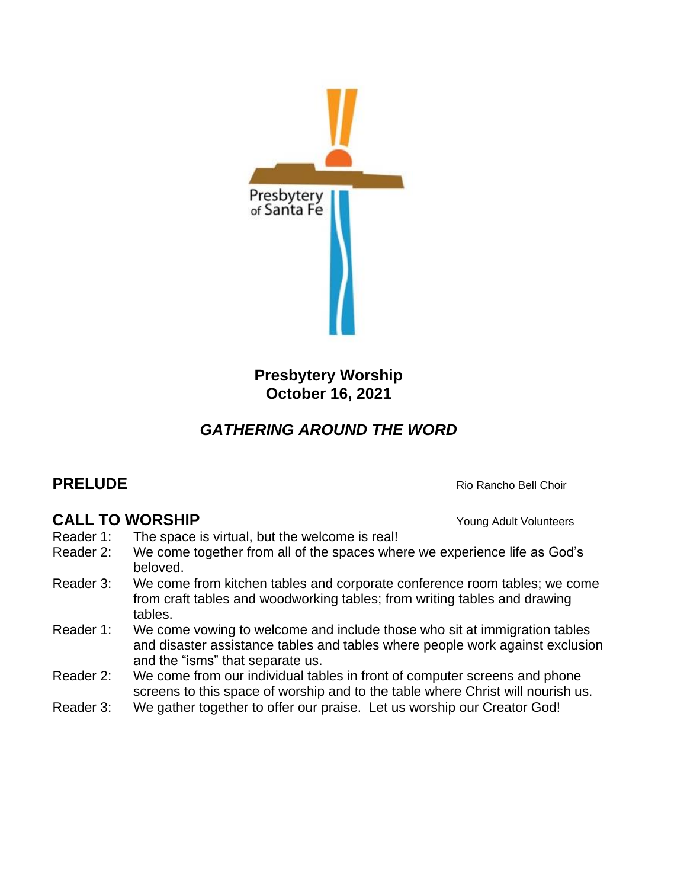Presbytery of Santa Fe

**Presbytery Worship**
**October 16, 2021**

## *GATHERING AROUND THE WORD*

### PRELUDE

Rio Rancho Bell Choir

### CALL TO WORSHIP

Young Adult Volunteers

Reader 1: The space is virtual, but the welcome is real!

Reader 2: We come together from all of the spaces where we experience life as God's beloved.

Reader 3: We come from kitchen tables and corporate conference room tables; we come from craft tables and woodworking tables; from writing tables and drawing tables.

Reader 1: We come vowing to welcome and include those who sit at immigration tables and disaster assistance tables and tables where people work against exclusion and the "isms" that separate us.

Reader 2: We come from our individual tables in front of computer screens and phone screens to this space of worship and to the table where Christ will nourish us.

Reader 3: We gather together to offer our praise. Let us worship our Creator God!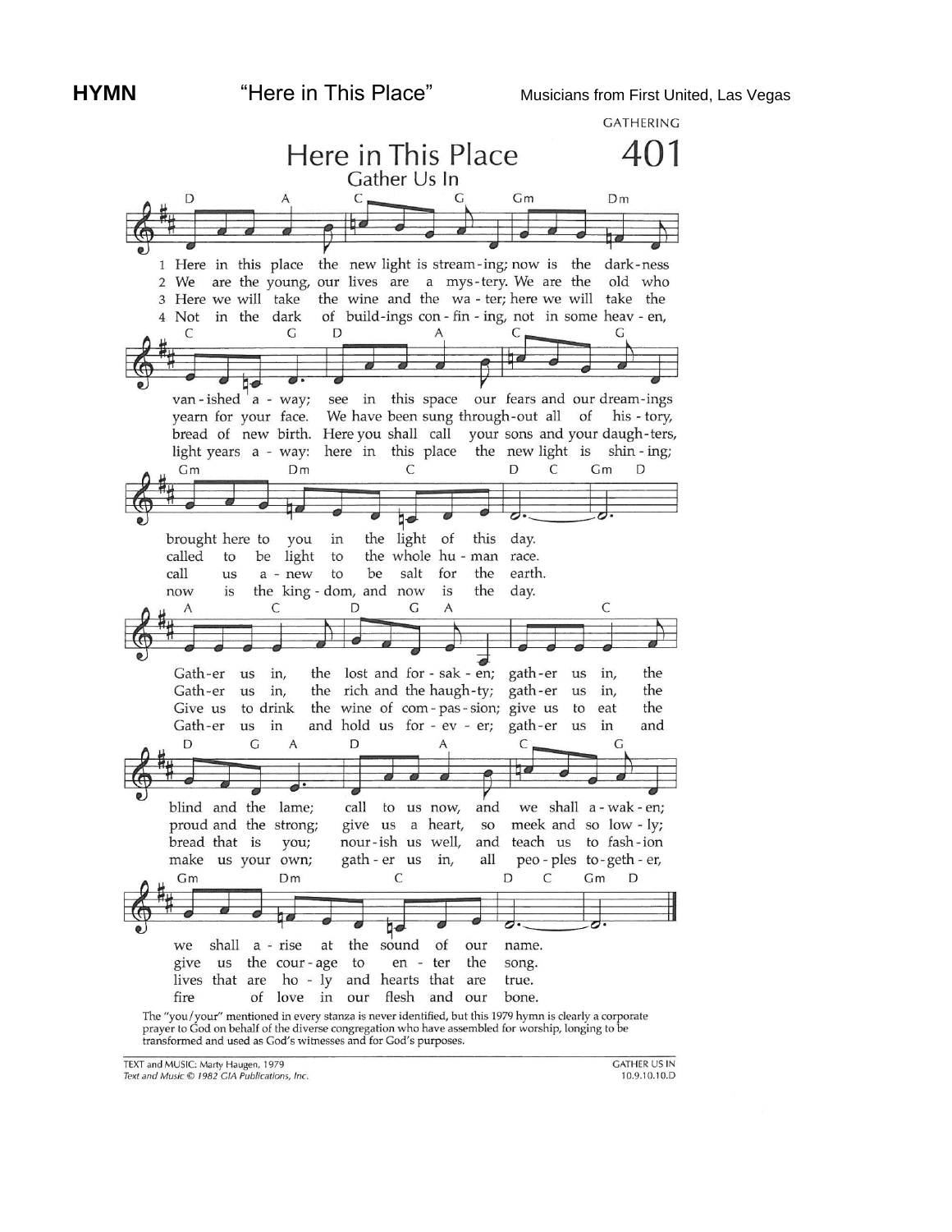**HYMN** "Here in This Place" Musicians from First United, Las Vegas

GATHERING

# Here in This Place

## 401

Gather Us In

1 Here in this place the new light is streaming; now is the darkness vanished away; see in this space our fears and our dreamings brought here to you in the light of this day.

2 We are the young, our lives are a mystery. We are the old who yearn for your face. We have been sung throughout all of history, called to be light to the whole human race.

3 Here we will take the wine and the water; here we will take the bread of new birth. Here you shall call your sons and your daughters, call us anew to be salt for the earth.

4 Not in the dark of buildings confining, not in some heaven, light years away: here in this place the new light is shining; now is the kingdom, and now is the day.

Refrains:

1 Gather us in, the lost and forsaken; gather us in, the blind and the lame; call to us now, and we shall awaken; we shall arise at the sound of our name.

2 Gather us in, the rich and the haughty; gather us in, the proud and the strong; give us a heart, so meek and so lowly; give us the courage to enter the song.

3 Give us to drink the wine of compassion; give us to eat the bread that is you; nourish us well, and teach us to fashion lives that are holy and hearts that are true.

4 Gather us in and hold us forever; gather us in and make us your own; gather us in, all peoples together, fire of love in our flesh and our bone.

The "you/your" mentioned in every stanza is never identified, but this 1979 hymn is clearly a corporate prayer to God on behalf of the diverse congregation who have assembled for worship, longing to be transformed and used as God's witnesses and for God's purposes.

TEXT and MUSIC: Marty Haugen, 1979
*Text and Music © 1982 GIA Publications, Inc.*

GATHER US IN
10.9.10.10.D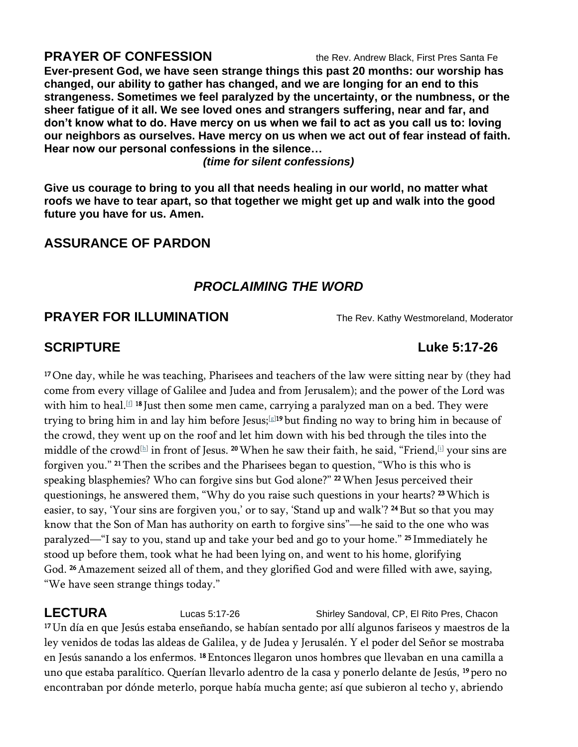## PRAYER OF CONFESSION

the Rev. Andrew Black, First Pres Santa Fe

**Ever-present God, we have seen strange things this past 20 months: our worship has changed, our ability to gather has changed, and we are longing for an end to this strangeness. Sometimes we feel paralyzed by the uncertainty, or the numbness, or the sheer fatigue of it all. We see loved ones and strangers suffering, near and far, and don't know what to do. Have mercy on us when we fail to act as you call us to: loving our neighbors as ourselves. Have mercy on us when we act out of fear instead of faith. Hear now our personal confessions in the silence…**

***(time for silent confessions)***

**Give us courage to bring to you all that needs healing in our world, no matter what roofs we have to tear apart, so that together we might get up and walk into the good future you have for us. Amen.**

## ASSURANCE OF PARDON

# *PROCLAIMING THE WORD*

## PRAYER FOR ILLUMINATION

The Rev. Kathy Westmoreland, Moderator

## SCRIPTURE Luke 5:17-26

**17** One day, while he was teaching, Pharisees and teachers of the law were sitting near by (they had come from every village of Galilee and Judea and from Jerusalem); and the power of the Lord was with him to heal.[f] **18** Just then some men came, carrying a paralyzed man on a bed. They were trying to bring him in and lay him before Jesus;[g] **19** but finding no way to bring him in because of the crowd, they went up on the roof and let him down with his bed through the tiles into the middle of the crowd[h] in front of Jesus. **20** When he saw their faith, he said, "Friend,[i] your sins are forgiven you." **21** Then the scribes and the Pharisees began to question, "Who is this who is speaking blasphemies? Who can forgive sins but God alone?" **22** When Jesus perceived their questionings, he answered them, "Why do you raise such questions in your hearts? **23** Which is easier, to say, 'Your sins are forgiven you,' or to say, 'Stand up and walk'? **24** But so that you may know that the Son of Man has authority on earth to forgive sins"—he said to the one who was paralyzed—"I say to you, stand up and take your bed and go to your home." **25** Immediately he stood up before them, took what he had been lying on, and went to his home, glorifying God. **26** Amazement seized all of them, and they glorified God and were filled with awe, saying, "We have seen strange things today."

## LECTURA

Lucas 5:17-26 Shirley Sandoval, CP, El Rito Pres, Chacon

**17** Un día en que Jesús estaba enseñando, se habían sentado por allí algunos fariseos y maestros de la ley venidos de todas las aldeas de Galilea, y de Judea y Jerusalén. Y el poder del Señor se mostraba en Jesús sanando a los enfermos. **18** Entonces llegaron unos hombres que llevaban en una camilla a uno que estaba paralítico. Querían llevarlo adentro de la casa y ponerlo delante de Jesús, **19** pero no encontraban por dónde meterlo, porque había mucha gente; así que subieron al techo y, abriendo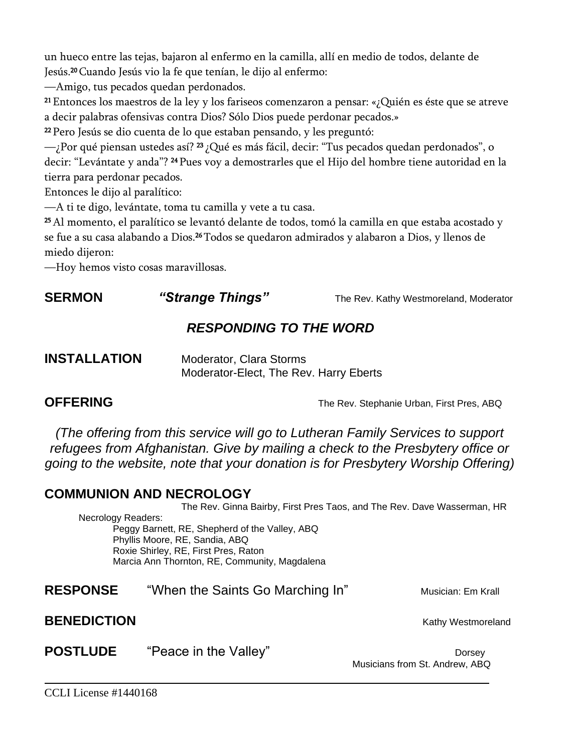un hueco entre las tejas, bajaron al enfermo en la camilla, allí en medio de todos, delante de Jesús.[20] Cuando Jesús vio la fe que tenían, le dijo al enfermo:

—Amigo, tus pecados quedan perdonados.

[21] Entonces los maestros de la ley y los fariseos comenzaron a pensar: «¿Quién es éste que se atreve a decir palabras ofensivas contra Dios? Sólo Dios puede perdonar pecados.»

[22] Pero Jesús se dio cuenta de lo que estaban pensando, y les preguntó:

—¿Por qué piensan ustedes así? [23] ¿Qué es más fácil, decir: "Tus pecados quedan perdonados", o decir: "Levántate y anda"? [24] Pues voy a demostrarles que el Hijo del hombre tiene autoridad en la tierra para perdonar pecados.

Entonces le dijo al paralítico:

—A ti te digo, levántate, toma tu camilla y vete a tu casa.

[25] Al momento, el paralítico se levantó delante de todos, tomó la camilla en que estaba acostado y se fue a su casa alabando a Dios.[26] Todos se quedaron admirados y alabaron a Dios, y llenos de miedo dijeron:

—Hoy hemos visto cosas maravillosas.

**SERMON** ***"Strange Things"*** The Rev. Kathy Westmoreland, Moderator

## *RESPONDING TO THE WORD*

**INSTALLATION** Moderator, Clara Storms
Moderator-Elect, The Rev. Harry Eberts

**OFFERING** The Rev. Stephanie Urban, First Pres, ABQ

*(The offering from this service will go to Lutheran Family Services to support refugees from Afghanistan. Give by mailing a check to the Presbytery office or going to the website, note that your donation is for Presbytery Worship Offering)*

**COMMUNION AND NECROLOGY**
The Rev. Ginna Bairby, First Pres Taos, and The Rev. Dave Wasserman, HR

Necrology Readers:
- Peggy Barnett, RE, Shepherd of the Valley, ABQ
- Phyllis Moore, RE, Sandia, ABQ
- Roxie Shirley, RE, First Pres, Raton
- Marcia Ann Thornton, RE, Community, Magdalena

**RESPONSE** "When the Saints Go Marching In" Musician: Em Krall

**BENEDICTION** Kathy Westmoreland

**POSTLUDE** "Peace in the Valley" Dorsey
Musicians from St. Andrew, ABQ

---

CCLI License #1440168